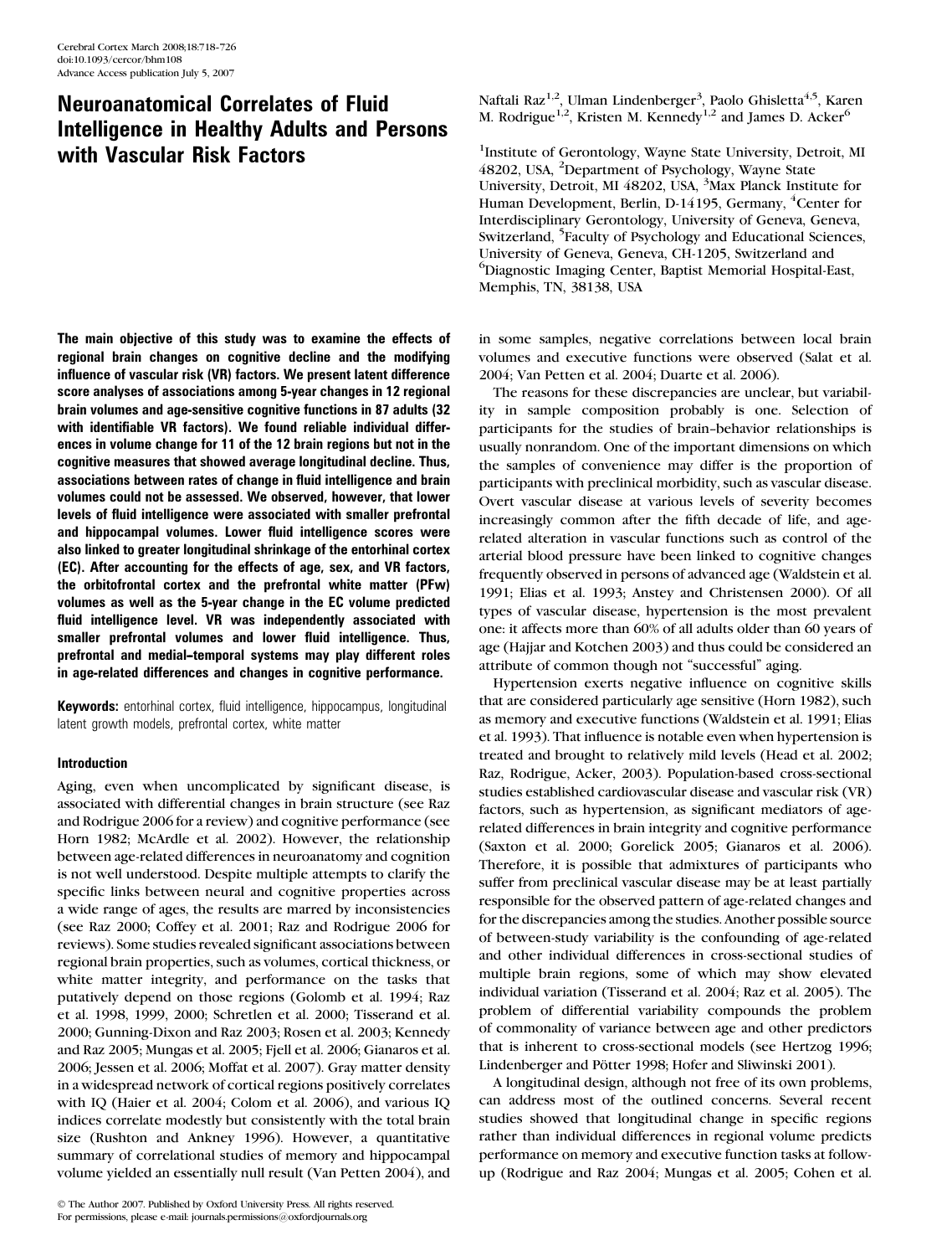# Neuroanatomical Correlates of Fluid Intelligence in Healthy Adults and Persons with Vascular Risk Factors

Naftali Raz[1,2], Ulman Lindenberger[3], Paolo Ghisletta[4,5], Karen M. Rodrigue[1,2], Kristen M. Kennedy[1,2] and James D. Acker[6]

[1]Institute of Gerontology, Wayne State University, Detroit, MI 48202, USA, [2]Department of Psychology, Wayne State University, Detroit, MI 48202, USA, [3]Max Planck Institute for Human Development, Berlin, D-14195, Germany, [4]Center for Interdisciplinary Gerontology, University of Geneva, Geneva, Switzerland, [5]Faculty of Psychology and Educational Sciences, University of Geneva, Geneva, CH-1205, Switzerland and [6]Diagnostic Imaging Center, Baptist Memorial Hospital-East, Memphis, TN, 38138, USA

**The main objective of this study was to examine the effects of regional brain changes on cognitive decline and the modifying influence of vascular risk (VR) factors. We present latent difference score analyses of associations among 5-year changes in 12 regional brain volumes and age-sensitive cognitive functions in 87 adults (32 with identifiable VR factors). We found reliable individual differences in volume change for 11 of the 12 brain regions but not in the cognitive measures that showed average longitudinal decline. Thus, associations between rates of change in fluid intelligence and brain volumes could not be assessed. We observed, however, that lower levels of fluid intelligence were associated with smaller prefrontal and hippocampal volumes. Lower fluid intelligence scores were also linked to greater longitudinal shrinkage of the entorhinal cortex (EC). After accounting for the effects of age, sex, and VR factors, the orbitofrontal cortex and the prefrontal white matter (PFw) volumes as well as the 5-year change in the EC volume predicted fluid intelligence level. VR was independently associated with smaller prefrontal volumes and lower fluid intelligence. Thus, prefrontal and medial–temporal systems may play different roles in age-related differences and changes in cognitive performance.**

**Keywords:** entorhinal cortex, fluid intelligence, hippocampus, longitudinal latent growth models, prefrontal cortex, white matter

## Introduction

Aging, even when uncomplicated by significant disease, is associated with differential changes in brain structure (see Raz and Rodrigue 2006 for a review) and cognitive performance (see Horn 1982; McArdle et al. 2002). However, the relationship between age-related differences in neuroanatomy and cognition is not well understood. Despite multiple attempts to clarify the specific links between neural and cognitive properties across a wide range of ages, the results are marred by inconsistencies (see Raz 2000; Coffey et al. 2001; Raz and Rodrigue 2006 for reviews). Some studies revealed significant associations between regional brain properties, such as volumes, cortical thickness, or white matter integrity, and performance on the tasks that putatively depend on those regions (Golomb et al. 1994; Raz et al. 1998, 1999, 2000; Schretlen et al. 2000; Tisserand et al. 2000; Gunning-Dixon and Raz 2003; Rosen et al. 2003; Kennedy and Raz 2005; Mungas et al. 2005; Fjell et al. 2006; Gianaros et al. 2006; Jessen et al. 2006; Moffat et al. 2007). Gray matter density in a widespread network of cortical regions positively correlates with IQ (Haier et al. 2004; Colom et al. 2006), and various IQ indices correlate modestly but consistently with the total brain size (Rushton and Ankney 1996). However, a quantitative summary of correlational studies of memory and hippocampal volume yielded an essentially null result (Van Petten 2004), and in some samples, negative correlations between local brain volumes and executive functions were observed (Salat et al. 2004; Van Petten et al. 2004; Duarte et al. 2006).

The reasons for these discrepancies are unclear, but variability in sample composition probably is one. Selection of participants for the studies of brain–behavior relationships is usually nonrandom. One of the important dimensions on which the samples of convenience may differ is the proportion of participants with preclinical morbidity, such as vascular disease. Overt vascular disease at various levels of severity becomes increasingly common after the fifth decade of life, and age-related alteration in vascular functions such as control of the arterial blood pressure have been linked to cognitive changes frequently observed in persons of advanced age (Waldstein et al. 1991; Elias et al. 1993; Anstey and Christensen 2000). Of all types of vascular disease, hypertension is the most prevalent one: it affects more than 60% of all adults older than 60 years of age (Hajjar and Kotchen 2003) and thus could be considered an attribute of common though not "successful" aging.

Hypertension exerts negative influence on cognitive skills that are considered particularly age sensitive (Horn 1982), such as memory and executive functions (Waldstein et al. 1991; Elias et al. 1993). That influence is notable even when hypertension is treated and brought to relatively mild levels (Head et al. 2002; Raz, Rodrigue, Acker, 2003). Population-based cross-sectional studies established cardiovascular disease and vascular risk (VR) factors, such as hypertension, as significant mediators of age-related differences in brain integrity and cognitive performance (Saxton et al. 2000; Gorelick 2005; Gianaros et al. 2006). Therefore, it is possible that admixtures of participants who suffer from preclinical vascular disease may be at least partially responsible for the observed pattern of age-related changes and for the discrepancies among the studies. Another possible source of between-study variability is the confounding of age-related and other individual differences in cross-sectional studies of multiple brain regions, some of which may show elevated individual variation (Tisserand et al. 2004; Raz et al. 2005). The problem of differential variability compounds the problem of commonality of variance between age and other predictors that is inherent to cross-sectional models (see Hertzog 1996; Lindenberger and Pötter 1998; Hofer and Sliwinski 2001).

A longitudinal design, although not free of its own problems, can address most of the outlined concerns. Several recent studies showed that longitudinal change in specific regions rather than individual differences in regional volume predicts performance on memory and executive function tasks at follow-up (Rodrigue and Raz 2004; Mungas et al. 2005; Cohen et al.

© The Author 2007. Published by Oxford University Press. All rights reserved.
For permissions, please e-mail: journals.permissions@oxfordjournals.org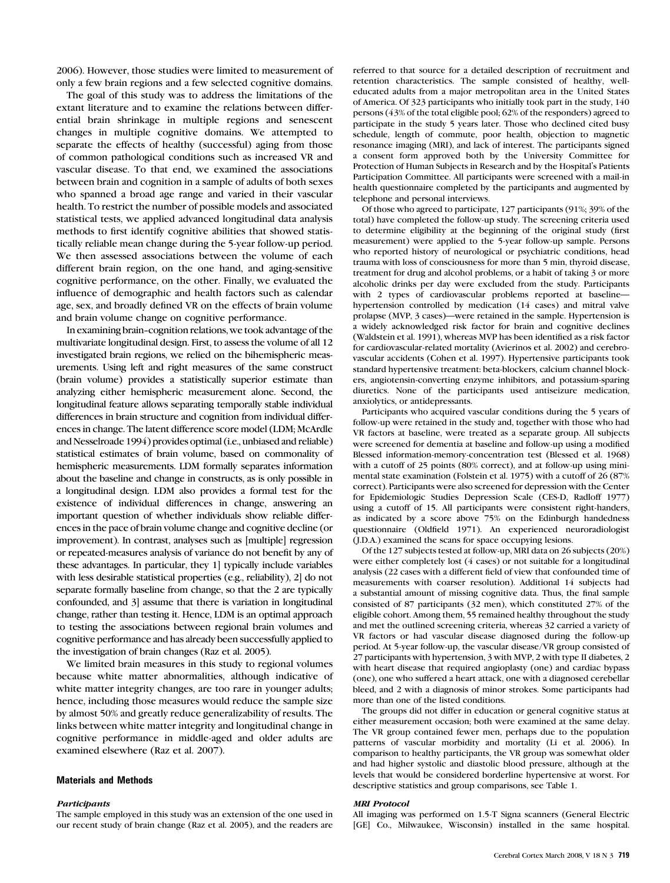2006). However, those studies were limited to measurement of only a few brain regions and a few selected cognitive domains.

The goal of this study was to address the limitations of the extant literature and to examine the relations between differential brain shrinkage in multiple regions and senescent changes in multiple cognitive domains. We attempted to separate the effects of healthy (successful) aging from those of common pathological conditions such as increased VR and vascular disease. To that end, we examined the associations between brain and cognition in a sample of adults of both sexes who spanned a broad age range and varied in their vascular health. To restrict the number of possible models and associated statistical tests, we applied advanced longitudinal data analysis methods to first identify cognitive abilities that showed statistically reliable mean change during the 5-year follow-up period. We then assessed associations between the volume of each different brain region, on the one hand, and aging-sensitive cognitive performance, on the other. Finally, we evaluated the influence of demographic and health factors such as calendar age, sex, and broadly defined VR on the effects of brain volume and brain volume change on cognitive performance.

In examining brain–cognition relations, we took advantage of the multivariate longitudinal design. First, to assess the volume of all 12 investigated brain regions, we relied on the bihemispheric measurements. Using left and right measures of the same construct (brain volume) provides a statistically superior estimate than analyzing either hemispheric measurement alone. Second, the longitudinal feature allows separating temporally stable individual differences in brain structure and cognition from individual differences in change. The latent difference score model (LDM; McArdle and Nesselroade 1994) provides optimal (i.e., unbiased and reliable) statistical estimates of brain volume, based on commonality of hemispheric measurements. LDM formally separates information about the baseline and change in constructs, as is only possible in a longitudinal design. LDM also provides a formal test for the existence of individual differences in change, answering an important question of whether individuals show reliable differences in the pace of brain volume change and cognitive decline (or improvement). In contrast, analyses such as [multiple] regression or repeated-measures analysis of variance do not benefit by any of these advantages. In particular, they 1] typically include variables with less desirable statistical properties (e.g., reliability), 2] do not separate formally baseline from change, so that the 2 are typically confounded, and 3] assume that there is variation in longitudinal change, rather than testing it. Hence, LDM is an optimal approach to testing the associations between regional brain volumes and cognitive performance and has already been successfully applied to the investigation of brain changes (Raz et al. 2005).

We limited brain measures in this study to regional volumes because white matter abnormalities, although indicative of white matter integrity changes, are too rare in younger adults; hence, including those measures would reduce the sample size by almost 50% and greatly reduce generalizability of results. The links between white matter integrity and longitudinal change in cognitive performance in middle-aged and older adults are examined elsewhere (Raz et al. 2007).

## Materials and Methods

### *Participants*

The sample employed in this study was an extension of the one used in our recent study of brain change (Raz et al. 2005), and the readers are referred to that source for a detailed description of recruitment and retention characteristics. The sample consisted of healthy, well-educated adults from a major metropolitan area in the United States of America. Of 323 participants who initially took part in the study, 140 persons (43% of the total eligible pool; 62% of the responders) agreed to participate in the study 5 years later. Those who declined cited busy schedule, length of commute, poor health, objection to magnetic resonance imaging (MRI), and lack of interest. The participants signed a consent form approved both by the University Committee for Protection of Human Subjects in Research and by the Hospital's Patients Participation Committee. All participants were screened with a mail-in health questionnaire completed by the participants and augmented by telephone and personal interviews.

Of those who agreed to participate, 127 participants (91%; 39% of the total) have completed the follow-up study. The screening criteria used to determine eligibility at the beginning of the original study (first measurement) were applied to the 5-year follow-up sample. Persons who reported history of neurological or psychiatric conditions, head trauma with loss of consciousness for more than 5 min, thyroid disease, treatment for drug and alcohol problems, or a habit of taking 3 or more alcoholic drinks per day were excluded from the study. Participants with 2 types of cardiovascular problems reported at baseline—hypertension controlled by medication (14 cases) and mitral valve prolapse (MVP, 3 cases)—were retained in the sample. Hypertension is a widely acknowledged risk factor for brain and cognitive declines (Waldstein et al. 1991), whereas MVP has been identified as a risk factor for cardiovascular-related mortality (Avierinos et al. 2002) and cerebrovascular accidents (Cohen et al. 1997). Hypertensive participants took standard hypertensive treatment: beta-blockers, calcium channel blockers, angiotensin-converting enzyme inhibitors, and potassium-sparing diuretics. None of the participants used antiseizure medication, anxiolytics, or antidepressants.

Participants who acquired vascular conditions during the 5 years of follow-up were retained in the study and, together with those who had VR factors at baseline, were treated as a separate group. All subjects were screened for dementia at baseline and follow-up using a modified Blessed information-memory-concentration test (Blessed et al. 1968) with a cutoff of 25 points (80% correct), and at follow-up using mini-mental state examination (Folstein et al. 1975) with a cutoff of 26 (87% correct). Participants were also screened for depression with the Center for Epidemiologic Studies Depression Scale (CES-D, Radloff 1977) using a cutoff of 15. All participants were consistent right-handers, as indicated by a score above 75% on the Edinburgh handedness questionnaire (Oldfield 1971). An experienced neuroradiologist (J.D.A.) examined the scans for space occupying lesions.

Of the 127 subjects tested at follow-up, MRI data on 26 subjects (20%) were either completely lost (4 cases) or not suitable for a longitudinal analysis (22 cases with a different field of view that confounded time of measurements with coarser resolution). Additional 14 subjects had a substantial amount of missing cognitive data. Thus, the final sample consisted of 87 participants (32 men), which constituted 27% of the eligible cohort. Among them, 55 remained healthy throughout the study and met the outlined screening criteria, whereas 32 carried a variety of VR factors or had vascular disease diagnosed during the follow-up period. At 5-year follow-up, the vascular disease/VR group consisted of 27 participants with hypertension, 3 with MVP, 2 with type II diabetes, 2 with heart disease that required angioplasty (one) and cardiac bypass (one), one who suffered a heart attack, one with a diagnosed cerebellar bleed, and 2 with a diagnosis of minor strokes. Some participants had more than one of the listed conditions.

The groups did not differ in education or general cognitive status at either measurement occasion; both were examined at the same delay. The VR group contained fewer men, perhaps due to the population patterns of vascular morbidity and mortality (Li et al. 2006). In comparison to healthy participants, the VR group was somewhat older and had higher systolic and diastolic blood pressure, although at the levels that would be considered borderline hypertensive at worst. For descriptive statistics and group comparisons, see Table 1.

### *MRI Protocol*

All imaging was performed on 1.5-T Signa scanners (General Electric [GE] Co., Milwaukee, Wisconsin) installed in the same hospital.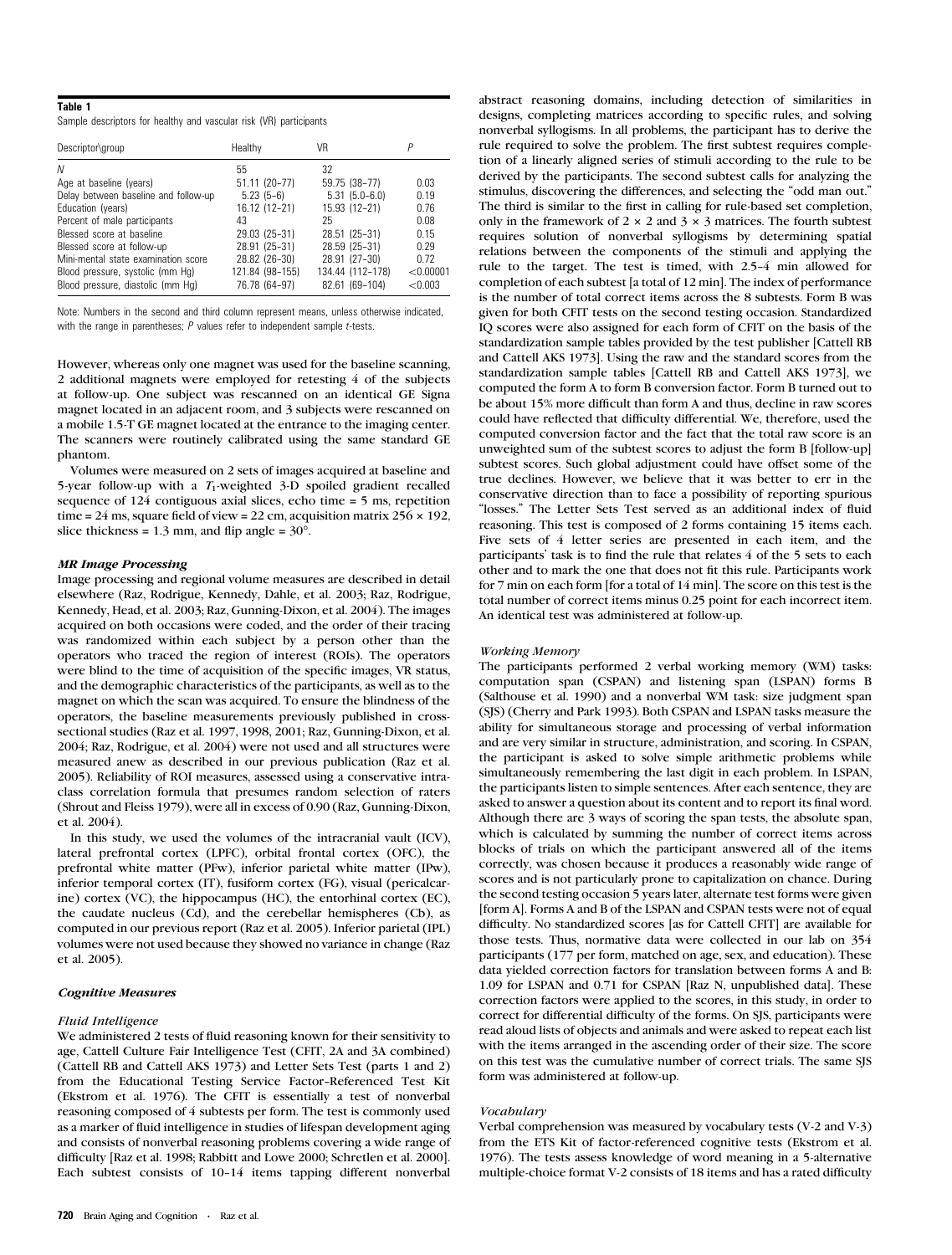**Table 1**

Sample descriptors for healthy and vascular risk (VR) participants

| Descriptor\group | Healthy | VR | P |
|---|---|---|---|
| N | 55 | 32 | |
| Age at baseline (years) | 51.11 (20–77) | 59.75 (38–77) | 0.03 |
| Delay between baseline and follow-up | 5.23 (5–6) | 5.31 (5.0–6.0) | 0.19 |
| Education (years) | 16.12 (12–21) | 15.93 (12–21) | 0.76 |
| Percent of male participants | 43 | 25 | 0.08 |
| Blessed score at baseline | 29.03 (25–31) | 28.51 (25–31) | 0.15 |
| Blessed score at follow-up | 28.91 (25–31) | 28.59 (25–31) | 0.29 |
| Mini-mental state examination score | 28.82 (26–30) | 28.91 (27–30) | 0.72 |
| Blood pressure, systolic (mm Hg) | 121.84 (98–155) | 134.44 (112–178) | <0.00001 |
| Blood pressure, diastolic (mm Hg) | 76.78 (64–97) | 82.61 (69–104) | <0.003 |

Note: Numbers in the second and third column represent means, unless otherwise indicated, with the range in parentheses; P values refer to independent sample t-tests.

However, whereas only one magnet was used for the baseline scanning, 2 additional magnets were employed for retesting 4 of the subjects at follow-up. One subject was rescanned on an identical GE Signa magnet located in an adjacent room, and 3 subjects were rescanned on a mobile 1.5-T GE magnet located at the entrance to the imaging center. The scanners were routinely calibrated using the same standard GE phantom.

Volumes were measured on 2 sets of images acquired at baseline and 5-year follow-up with a $T_1$-weighted 3-D spoiled gradient recalled sequence of 124 contiguous axial slices, echo time = 5 ms, repetition time = 24 ms, square field of view = 22 cm, acquisition matrix 256 × 192, slice thickness = 1.3 mm, and flip angle = 30°.

### *MR Image Processing*

Image processing and regional volume measures are described in detail elsewhere (Raz, Rodrigue, Kennedy, Dahle, et al. 2003; Raz, Rodrigue, Kennedy, Head, et al. 2003; Raz, Gunning-Dixon, et al. 2004). The images acquired on both occasions were coded, and the order of their tracing was randomized within each subject by a person other than the operators who traced the region of interest (ROIs). The operators were blind to the time of acquisition of the specific images, VR status, and the demographic characteristics of the participants, as well as to the magnet on which the scan was acquired. To ensure the blindness of the operators, the baseline measurements previously published in cross-sectional studies (Raz et al. 1997, 1998, 2001; Raz, Gunning-Dixon, et al. 2004; Raz, Rodrigue, et al. 2004) were not used and all structures were measured anew as described in our previous publication (Raz et al. 2005). Reliability of ROI measures, assessed using a conservative intra-class correlation formula that presumes random selection of raters (Shrout and Fleiss 1979), were all in excess of 0.90 (Raz, Gunning-Dixon, et al. 2004).

In this study, we used the volumes of the intracranial vault (ICV), lateral prefrontal cortex (LPFC), orbital frontal cortex (OFC), the prefrontal white matter (PFw), inferior parietal white matter (IPw), inferior temporal cortex (IT), fusiform cortex (FG), visual (pericalcarine) cortex (VC), the hippocampus (HC), the entorhinal cortex (EC), the caudate nucleus (Cd), and the cerebellar hemispheres (Cb), as computed in our previous report (Raz et al. 2005). Inferior parietal (IPL) volumes were not used because they showed no variance in change (Raz et al. 2005).

### *Cognitive Measures*

#### *Fluid Intelligence*

We administered 2 tests of fluid reasoning known for their sensitivity to age, Cattell Culture Fair Intelligence Test (CFIT, 2A and 3A combined) (Cattell RB and Cattell AKS 1973) and Letter Sets Test (parts 1 and 2) from the Educational Testing Service Factor–Referenced Test Kit (Ekstrom et al. 1976). The CFIT is essentially a test of nonverbal reasoning composed of 4 subtests per form. The test is commonly used as a marker of fluid intelligence in studies of lifespan development aging and consists of nonverbal reasoning problems covering a wide range of difficulty [Raz et al. 1998; Rabbitt and Lowe 2000; Schretlen et al. 2000]. Each subtest consists of 10–14 items tapping different nonverbal abstract reasoning domains, including detection of similarities in designs, completing matrices according to specific rules, and solving nonverbal syllogisms. In all problems, the participant has to derive the rule required to solve the problem. The first subtest requires completion of a linearly aligned series of stimuli according to the rule to be derived by the participants. The second subtest calls for analyzing the stimulus, discovering the differences, and selecting the "odd man out." The third is similar to the first in calling for rule-based set completion, only in the framework of 2 × 2 and 3 × 3 matrices. The fourth subtest requires solution of nonverbal syllogisms by determining spatial relations between the components of the stimuli and applying the rule to the target. The test is timed, with 2.5–4 min allowed for completion of each subtest [a total of 12 min]. The index of performance is the number of total correct items across the 8 subtests. Form B was given for both CFIT tests on the second testing occasion. Standardized IQ scores were also assigned for each form of CFIT on the basis of the standardization sample tables provided by the test publisher [Cattell RB and Cattell AKS 1973]. Using the raw and the standard scores from the standardization sample tables [Cattell RB and Cattell AKS 1973], we computed the form A to form B conversion factor. Form B turned out to be about 15% more difficult than form A and thus, decline in raw scores could have reflected that difficulty differential. We, therefore, used the computed conversion factor and the fact that the total raw score is an unweighted sum of the subtest scores to adjust the form B [follow-up] subtest scores. Such global adjustment could have offset some of the true declines. However, we believe that it was better to err in the conservative direction than to face a possibility of reporting spurious "losses." The Letter Sets Test served as an additional index of fluid reasoning. This test is composed of 2 forms containing 15 items each. Five sets of 4 letter series are presented in each item, and the participants' task is to find the rule that relates 4 of the 5 sets to each other and to mark the one that does not fit this rule. Participants work for 7 min on each form [for a total of 14 min]. The score on this test is the total number of correct items minus 0.25 point for each incorrect item. An identical test was administered at follow-up.

#### *Working Memory*

The participants performed 2 verbal working memory (WM) tasks: computation span (CSPAN) and listening span (LSPAN) forms B (Salthouse et al. 1990) and a nonverbal WM task: size judgment span (SJS) (Cherry and Park 1993). Both CSPAN and LSPAN tasks measure the ability for simultaneous storage and processing of verbal information and are very similar in structure, administration, and scoring. In CSPAN, the participant is asked to solve simple arithmetic problems while simultaneously remembering the last digit in each problem. In LSPAN, the participants listen to simple sentences. After each sentence, they are asked to answer a question about its content and to report its final word. Although there are 3 ways of scoring the span tests, the absolute span, which is calculated by summing the number of correct items across blocks of trials on which the participant answered all of the items correctly, was chosen because it produces a reasonably wide range of scores and is not particularly prone to capitalization on chance. During the second testing occasion 5 years later, alternate test forms were given [form A]. Forms A and B of the LSPAN and CSPAN tests were not of equal difficulty. No standardized scores [as for Cattell CFIT] are available for those tests. Thus, normative data were collected in our lab on 354 participants (177 per form, matched on age, sex, and education). These data yielded correction factors for translation between forms A and B: 1.09 for LSPAN and 0.71 for CSPAN [Raz N, unpublished data]. These correction factors were applied to the scores, in this study, in order to correct for differential difficulty of the forms. On SJS, participants were read aloud lists of objects and animals and were asked to repeat each list with the items arranged in the ascending order of their size. The score on this test was the cumulative number of correct trials. The same SJS form was administered at follow-up.

#### *Vocabulary*

Verbal comprehension was measured by vocabulary tests (V-2 and V-3) from the ETS Kit of factor-referenced cognitive tests (Ekstrom et al. 1976). The tests assess knowledge of word meaning in a 5-alternative multiple-choice format V-2 consists of 18 items and has a rated difficulty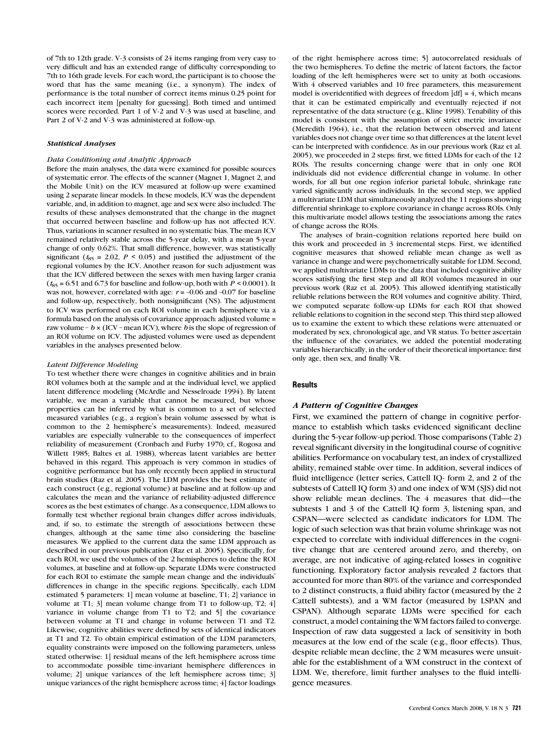of 7th to 12th grade. V-3 consists of 24 items ranging from very easy to very difficult and has an extended range of difficulty corresponding to 7th to 16th grade levels. For each word, the participant is to choose the word that has the same meaning (i.e., a synonym). The index of performance is the total number of correct items minus 0.25 point for each incorrect item [penalty for guessing]. Both timed and untimed scores were recorded. Part 1 of V-2 and V-3 was used at baseline, and Part 2 of V-2 and V-3 was administered at follow-up.

### *Statistical Analyses*

#### *Data Conditioning and Analytic Approach*

Before the main analyses, the data were examined for possible sources of systematic error. The effects of the scanner (Magnet 1, Magnet 2, and the Mobile Unit) on the ICV measured at follow-up were examined using 2 separate linear models. In these models, ICV was the dependent variable, and, in addition to magnet, age and sex were also included. The results of these analyses demonstrated that the change in the magnet that occurred between baseline and follow-up has not affected ICV. Thus, variations in scanner resulted in no systematic bias. The mean ICV remained relatively stable across the 5-year delay, with a mean 5-year change of only 0.62%. That small difference, however, was statistically significant ($t_{85}$ = 2.02, $P$ < 0.05) and justified the adjustment of the regional volumes by the ICV. Another reason for such adjustment was that the ICV differed between the sexes with men having larger crania ($t_{85}$ = 6.51 and 6.73 for baseline and follow-up, both with $P$ < 0.0001). It was not, however, correlated with age: $r$ = –0.06 and –0.07 for baseline and follow-up, respectively, both nonsignificant (NS). The adjustment to ICV was performed on each ROI volume in each hemisphere via a formula based on the analysis of covariance approach: adjusted volume = raw volume – $b$ × (ICV – mean ICV), where $b$ is the slope of regression of an ROI volume on ICV. The adjusted volumes were used as dependent variables in the analyses presented below.

#### *Latent Difference Modeling*

To test whether there were changes in cognitive abilities and in brain ROI volumes both at the sample and at the individual level, we applied latent difference modeling (McArdle and Nesselroade 1994). By latent variable, we mean a variable that cannot be measured, but whose properties can be inferred by what is common to a set of selected measured variables (e.g., a region's brain volume assessed by what is common to the 2 hemisphere's measurements). Indeed, measured variables are especially vulnerable to the consequences of imperfect reliability of measurement (Cronbach and Furby 1970; cf., Rogosa and Willett 1985; Baltes et al. 1988), whereas latent variables are better behaved in this regard. This approach is very common in studies of cognitive performance but has only recently been applied in structural brain studies (Raz et al. 2005). The LDM provides the best estimate of each construct (e.g., regional volume) at baseline and at follow-up and calculates the mean and the variance of reliability-adjusted difference scores as the best estimates of change. As a consequence, LDM allows to formally test whether regional brain changes differ across individuals, and, if so, to estimate the strength of associations between these changes, although at the same time also considering the baseline measures. We applied to the current data the same LDM approach as described in our previous publication (Raz et al. 2005). Specifically, for each ROI, we used the volumes of the 2 hemispheres to define the ROI volumes, at baseline and at follow-up. Separate LDMs were constructed for each ROI to estimate the sample mean change and the individuals' differences in change in the specific regions. Specifically, each LDM estimated 5 parameters: 1] mean volume at baseline, T1; 2] variance in volume at T1; 3] mean volume change from T1 to follow-up, T2; 4] variance in volume change from T1 to T2; and 5] the covariance between volume at T1 and change in volume between T1 and T2. Likewise, cognitive abilities were defined by sets of identical indicators at T1 and T2. To obtain empirical estimation of the LDM parameters, equality constraints were imposed on the following parameters, unless stated otherwise: 1] residual means of the left hemisphere across time to accommodate possible time-invariant hemisphere differences in volume; 2] unique variances of the left hemisphere across time; 3] unique variances of the right hemisphere across time; 4] factor loadings of the right hemisphere across time; 5] autocorrelated residuals of the two hemispheres. To define the metric of latent factors, the factor loading of the left hemispheres were set to unity at both occasions. With 4 observed variables and 10 free parameters, this measurement model is overidentified with degrees of freedom [df] = 4, which means that it can be estimated empirically and eventually rejected if not representative of the data structure (e.g., Kline 1998). Tenability of this model is consistent with the assumption of strict metric invariance (Meredith 1964), i.e., that the relation between observed and latent variables does not change over time so that differences at the latent level can be interpreted with confidence. As in our previous work (Raz et al. 2005), we proceeded in 2 steps: first, we fitted LDMs for each of the 12 ROIs. The results concerning change were that in only one ROI individuals did not evidence differential change in volume. In other words, for all but one region inferior parietal lobule, shrinkage rate varied significantly across individuals. In the second step, we applied a multivariate LDM that simultaneously analyzed the 11 regions showing differential shrinkage to explore covariance in change across ROIs. Only this multivariate model allows testing the associations among the rates of change across the ROIs.

The analyses of brain–cognition relations reported here build on this work and proceeded in 3 incremental steps. First, we identified cognitive measures that showed reliable mean change as well as variance in change and were psychometrically suitable for LDM. Second, we applied multivariate LDMs to the data that included cognitive ability scores satisfying the first step and all ROI volumes measured in our previous work (Raz et al. 2005). This allowed identifying statistically reliable relations between the ROI volumes and cognitive ability. Third, we computed separate follow-up LDMs for each ROI that showed reliable relations to cognition in the second step. This third step allowed us to examine the extent to which these relations were attenuated or moderated by sex, chronological age, and VR status. To better ascertain the influence of the covariates, we added the potential moderating variables hierarchically, in the order of their theoretical importance: first only age, then sex, and finally VR.

## Results

### *A Pattern of Cognitive Changes*

First, we examined the pattern of change in cognitive performance to establish which tasks evidenced significant decline during the 5-year follow-up period. Those comparisons (Table 2) reveal significant diversity in the longitudinal course of cognitive abilities. Performance on vocabulary test, an index of crystallized ability, remained stable over time. In addition, several indices of fluid intelligence (letter series, Cattell IQ- form 2, and 2 of the subtests of Cattell IQ form 3) and one index of WM (SJS) did not show reliable mean declines. The 4 measures that did—the subtests 1 and 3 of the Cattell IQ form 3, listening span, and CSPAN—were selected as candidate indicators for LDM. The logic of such selection was that brain volume shrinkage was not expected to correlate with individual differences in the cognitive change that are centered around zero, and thereby, on average, are not indicative of aging-related losses in cognitive functioning. Exploratory factor analysis revealed 2 factors that accounted for more than 80% of the variance and corresponded to 2 distinct constructs, a fluid ability factor (measured by the 2 Cattell subtests), and a WM factor (measured by LSPAN and CSPAN). Although separate LDMs were specified for each construct, a model containing the WM factors failed to converge. Inspection of raw data suggested a lack of sensitivity in both measures at the low end of the scale (e.g., floor effects). Thus, despite reliable mean decline, the 2 WM measures were unsuitable for the establishment of a WM construct in the context of LDM. We, therefore, limit further analyses to the fluid intelligence measures.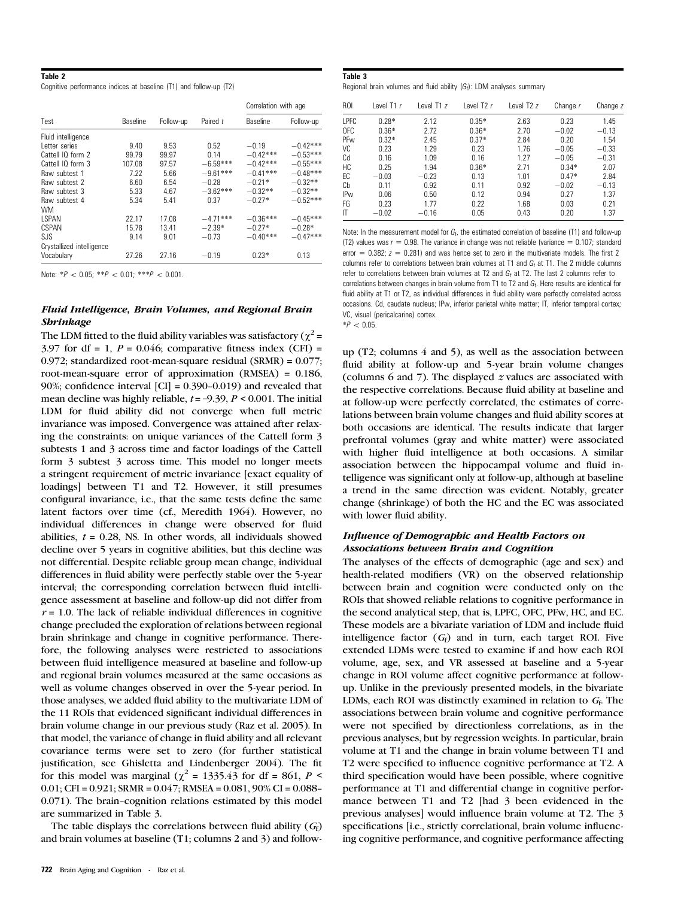**Table 2**
Cognitive performance indices at baseline (T1) and follow-up (T2)

| Test | Baseline | Follow-up | Paired $t$ | Correlation with age | |
|---|---|---|---|---|---|
| | | | | Baseline | Follow-up |
| Fluid intelligence | | | | | |
| Letter series | 9.40 | 9.53 | 0.52 | −0.19 | −0.42*** |
| Cattell IQ form 2 | 99.79 | 99.97 | 0.14 | −0.42*** | −0.53*** |
| Cattell IQ form 3 | 107.08 | 97.57 | −6.59*** | −0.42*** | −0.55*** |
| Raw subtest 1 | 7.22 | 5.66 | −9.61*** | −0.41*** | −0.48*** |
| Raw subtest 2 | 6.60 | 6.54 | −0.28 | −0.21* | −0.32** |
| Raw subtest 3 | 5.33 | 4.67 | −3.62*** | −0.32** | −0.32** |
| Raw subtest 4 | 5.34 | 5.41 | 0.37 | −0.27* | −0.52*** |
| WM | | | | | |
| LSPAN | 22.17 | 17.08 | −4.71*** | −0.36*** | −0.45*** |
| CSPAN | 15.78 | 13.41 | −2.39* | −0.27* | −0.28* |
| SJS | 9.14 | 9.01 | −0.73 | −0.40*** | −0.47*** |
| Crystallized intelligence | | | | | |
| Vocabulary | 27.26 | 27.16 | −0.19 | 0.23* | 0.13 |

Note: $*P < 0.05$; $**P < 0.01$; $***P < 0.001$.

### *Fluid Intelligence, Brain Volumes, and Regional Brain Shrinkage*

The LDM fitted to the fluid ability variables was satisfactory ($\chi^2$ = 3.97 for df = 1, $P$ = 0.046; comparative fitness index (CFI) = 0.972; standardized root-mean-square residual (SRMR) = 0.077; root-mean-square error of approximation (RMSEA) = 0.186, 90%; confidence interval [CI] = 0.390–0.019) and revealed that mean decline was highly reliable, $t$ = −9.39, $P$ < 0.001. The initial LDM for fluid ability did not converge when full metric invariance was imposed. Convergence was attained after relaxing the constraints: on unique variances of the Cattell form 3 subtests 1 and 3 across time and factor loadings of the Cattell form 3 subtest 3 across time. This model no longer meets a stringent requirement of metric invariance [exact equality of loadings] between T1 and T2. However, it still presumes configural invariance, i.e., that the same tests define the same latent factors over time (cf., Meredith 1964). However, no individual differences in change were observed for fluid abilities, $t$ = 0.28, NS. In other words, all individuals showed decline over 5 years in cognitive abilities, but this decline was not differential. Despite reliable group mean change, individual differences in fluid ability were perfectly stable over the 5-year interval; the corresponding correlation between fluid intelligence assessment at baseline and follow-up did not differ from $r$ = 1.0. The lack of reliable individual differences in cognitive change precluded the exploration of relations between regional brain shrinkage and change in cognitive performance. Therefore, the following analyses were restricted to associations between fluid intelligence measured at baseline and follow-up and regional brain volumes measured at the same occasions as well as volume changes observed in over the 5-year period. In those analyses, we added fluid ability to the multivariate LDM of the 11 ROIs that evidenced significant individual differences in brain volume change in our previous study (Raz et al. 2005). In that model, the variance of change in fluid ability and all relevant covariance terms were set to zero (for further statistical justification, see Ghisletta and Lindenberger 2004). The fit for this model was marginal ($\chi^2$ = 1335.43 for df = 861, $P$ < 0.01; CFI = 0.921; SRMR = 0.047; RMSEA = 0.081, 90% CI = 0.088–0.071). The brain–cognition relations estimated by this model are summarized in Table 3.

The table displays the correlations between fluid ability ($G_f$) and brain volumes at baseline (T1; columns 2 and 3) and follow-up (T2; columns 4 and 5), as well as the association between fluid ability at follow-up and 5-year brain volume changes (columns 6 and 7). The displayed $z$ values are associated with the respective correlations. Because fluid ability at baseline and at follow-up were perfectly correlated, the estimates of correlations between brain volume changes and fluid ability scores at both occasions are identical. The results indicate that larger prefrontal volumes (gray and white matter) were associated with higher fluid intelligence at both occasions. A similar association between the hippocampal volume and fluid intelligence was significant only at follow-up, although at baseline a trend in the same direction was evident. Notably, greater change (shrinkage) of both the HC and the EC was associated with lower fluid ability.

**Table 3**
Regional brain volumes and fluid ability ($G_f$): LDM analyses summary

| ROI | Level T1 $r$ | Level T1 $z$ | Level T2 $r$ | Level T2 $z$ | Change $r$ | Change $z$ |
|---|---|---|---|---|---|---|
| LPFC | 0.28* | 2.12 | 0.35* | 2.63 | 0.23 | 1.45 |
| OFC | 0.36* | 2.72 | 0.36* | 2.70 | −0.02 | −0.13 |
| PFw | 0.32* | 2.45 | 0.37* | 2.84 | 0.20 | 1.54 |
| VC | 0.23 | 1.29 | 0.23 | 1.76 | −0.05 | −0.33 |
| Cd | 0.16 | 1.09 | 0.16 | 1.27 | −0.05 | −0.31 |
| HC | 0.25 | 1.94 | 0.36* | 2.71 | 0.34* | 2.07 |
| EC | −0.03 | −0.23 | 0.13 | 1.01 | 0.47* | 2.84 |
| Cb | 0.11 | 0.92 | 0.11 | 0.92 | −0.02 | −0.13 |
| IPw | 0.06 | 0.50 | 0.12 | 0.94 | 0.27 | 1.37 |
| FG | 0.23 | 1.77 | 0.22 | 1.68 | 0.03 | 0.21 |
| IT | −0.02 | −0.16 | 0.05 | 0.43 | 0.20 | 1.37 |

Note: In the measurement model for $G_f$, the estimated correlation of baseline (T1) and follow-up (T2) values was $r$ = 0.98. The variance in change was not reliable (variance = 0.107; standard error = 0.382; $z$ = 0.281) and was hence set to zero in the multivariate models. The first 2 columns refer to correlations between brain volumes at T1 and $G_f$ at T1. The 2 middle columns refer to correlations between brain volumes at T2 and $G_f$ at T2. The last 2 columns refer to correlations between changes in brain volume from T1 to T2 and $G_f$. Here results are identical for fluid ability at T1 or T2, as individual differences in fluid ability were perfectly correlated across occasions. Cd, caudate nucleus; IPw, inferior parietal white matter; IT, inferior temporal cortex; VC, visual (pericalcarine) cortex.
$*P < 0.05$.

### *Influence of Demographic and Health Factors on Associations between Brain and Cognition*

The analyses of the effects of demographic (age and sex) and health-related modifiers (VR) on the observed relationship between brain and cognition were conducted only on the ROIs that showed reliable relations to cognitive performance in the second analytical step, that is, LPFC, OFC, PFw, HC, and EC. These models are a bivariate variation of LDM and include fluid intelligence factor ($G_f$) and in turn, each target ROI. Five extended LDMs were tested to examine if and how each ROI volume, age, sex, and VR assessed at baseline and a 5-year change in ROI volume affect cognitive performance at follow-up. Unlike in the previously presented models, in the bivariate LDMs, each ROI was distinctly examined in relation to $G_f$. The associations between brain volume and cognitive performance were not specified by directionless correlations, as in the previous analyses, but by regression weights. In particular, brain volume at T1 and the change in brain volume between T1 and T2 were specified to influence cognitive performance at T2. A third specification would have been possible, where cognitive performance at T1 and differential change in cognitive performance between T1 and T2 [had 3 been evidenced in the previous analyses] would influence brain volume at T2. The 3 specifications [i.e., strictly correlational, brain volume influencing cognitive performance, and cognitive performance affecting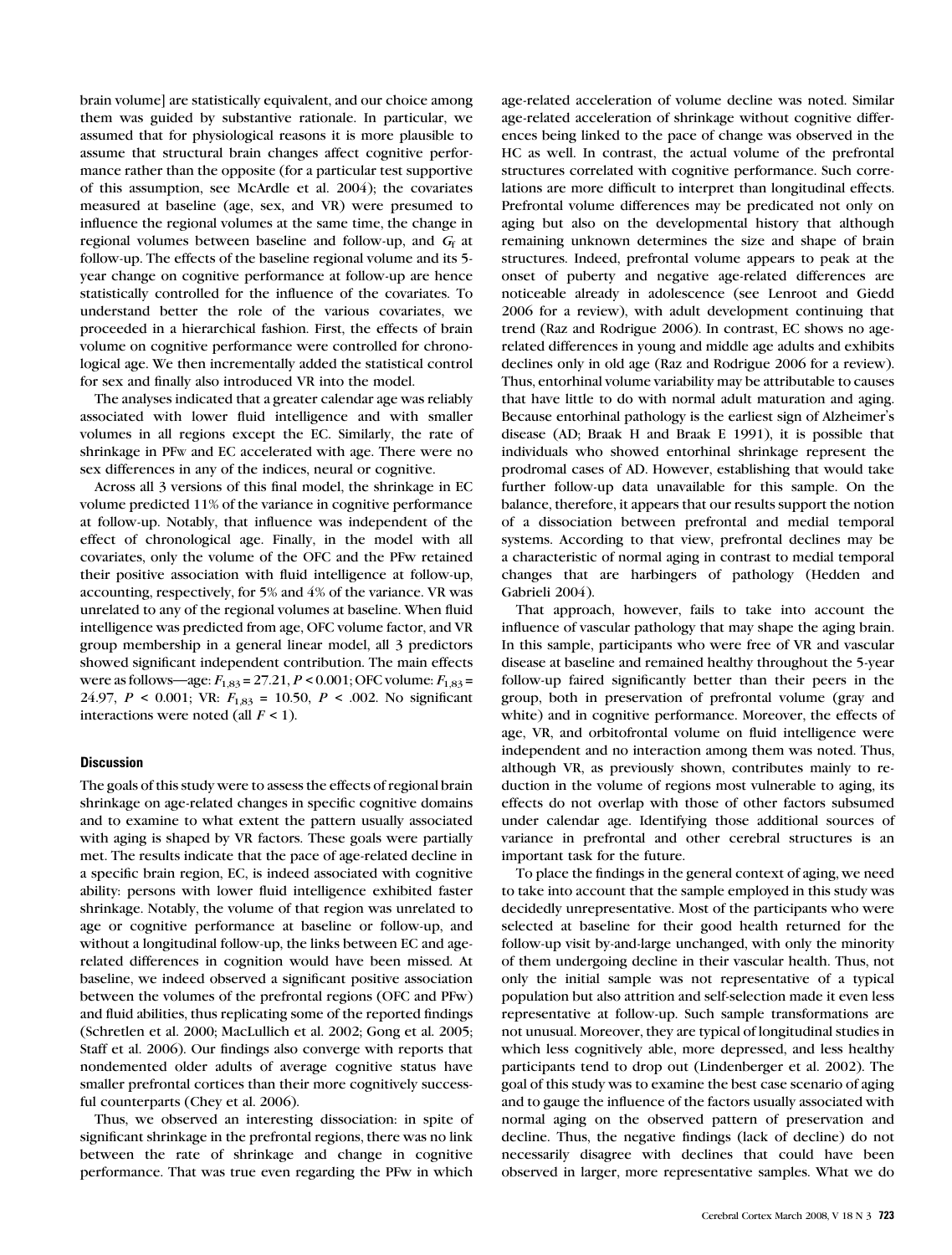brain volume] are statistically equivalent, and our choice among them was guided by substantive rationale. In particular, we assumed that for physiological reasons it is more plausible to assume that structural brain changes affect cognitive performance rather than the opposite (for a particular test supportive of this assumption, see McArdle et al. 2004); the covariates measured at baseline (age, sex, and VR) were presumed to influence the regional volumes at the same time, the change in regional volumes between baseline and follow-up, and $G_F$ at follow-up. The effects of the baseline regional volume and its 5-year change on cognitive performance at follow-up are hence statistically controlled for the influence of the covariates. To understand better the role of the various covariates, we proceeded in a hierarchical fashion. First, the effects of brain volume on cognitive performance were controlled for chronological age. We then incrementally added the statistical control for sex and finally also introduced VR into the model.

The analyses indicated that a greater calendar age was reliably associated with lower fluid intelligence and with smaller volumes in all regions except the EC. Similarly, the rate of shrinkage in PFw and EC accelerated with age. There were no sex differences in any of the indices, neural or cognitive.

Across all 3 versions of this final model, the shrinkage in EC volume predicted 11% of the variance in cognitive performance at follow-up. Notably, that influence was independent of the effect of chronological age. Finally, in the model with all covariates, only the volume of the OFC and the PFw retained their positive association with fluid intelligence at follow-up, accounting, respectively, for 5% and 4% of the variance. VR was unrelated to any of the regional volumes at baseline. When fluid intelligence was predicted from age, OFC volume factor, and VR group membership in a general linear model, all 3 predictors showed significant independent contribution. The main effects were as follows—age: $F_{1,83} = 27.21$, $P < 0.001$; OFC volume: $F_{1,83} = 24.97$, $P < 0.001$; VR: $F_{1,83} = 10.50$, $P < .002$. No significant interactions were noted (all $F < 1$).

## Discussion

The goals of this study were to assess the effects of regional brain shrinkage on age-related changes in specific cognitive domains and to examine to what extent the pattern usually associated with aging is shaped by VR factors. These goals were partially met. The results indicate that the pace of age-related decline in a specific brain region, EC, is indeed associated with cognitive ability: persons with lower fluid intelligence exhibited faster shrinkage. Notably, the volume of that region was unrelated to age or cognitive performance at baseline or follow-up, and without a longitudinal follow-up, the links between EC and age-related differences in cognition would have been missed. At baseline, we indeed observed a significant positive association between the volumes of the prefrontal regions (OFC and PFw) and fluid abilities, thus replicating some of the reported findings (Schretlen et al. 2000; MacLullich et al. 2002; Gong et al. 2005; Staff et al. 2006). Our findings also converge with reports that nondemented older adults of average cognitive status have smaller prefrontal cortices than their more cognitively successful counterparts (Chey et al. 2006).

Thus, we observed an interesting dissociation: in spite of significant shrinkage in the prefrontal regions, there was no link between the rate of shrinkage and change in cognitive performance. That was true even regarding the PFw in which age-related acceleration of volume decline was noted. Similar age-related acceleration of shrinkage without cognitive differences being linked to the pace of change was observed in the HC as well. In contrast, the actual volume of the prefrontal structures correlated with cognitive performance. Such correlations are more difficult to interpret than longitudinal effects. Prefrontal volume differences may be predicated not only on aging but also on the developmental history that although remaining unknown determines the size and shape of brain structures. Indeed, prefrontal volume appears to peak at the onset of puberty and negative age-related differences are noticeable already in adolescence (see Lenroot and Giedd 2006 for a review), with adult development continuing that trend (Raz and Rodrigue 2006). In contrast, EC shows no age-related differences in young and middle age adults and exhibits declines only in old age (Raz and Rodrigue 2006 for a review). Thus, entorhinal volume variability may be attributable to causes that have little to do with normal adult maturation and aging. Because entorhinal pathology is the earliest sign of Alzheimer's disease (AD; Braak H and Braak E 1991), it is possible that individuals who showed entorhinal shrinkage represent the prodromal cases of AD. However, establishing that would take further follow-up data unavailable for this sample. On the balance, therefore, it appears that our results support the notion of a dissociation between prefrontal and medial temporal systems. According to that view, prefrontal declines may be a characteristic of normal aging in contrast to medial temporal changes that are harbingers of pathology (Hedden and Gabrieli 2004).

That approach, however, fails to take into account the influence of vascular pathology that may shape the aging brain. In this sample, participants who were free of VR and vascular disease at baseline and remained healthy throughout the 5-year follow-up faired significantly better than their peers in the group, both in preservation of prefrontal volume (gray and white) and in cognitive performance. Moreover, the effects of age, VR, and orbitofrontal volume on fluid intelligence were independent and no interaction among them was noted. Thus, although VR, as previously shown, contributes mainly to reduction in the volume of regions most vulnerable to aging, its effects do not overlap with those of other factors subsumed under calendar age. Identifying those additional sources of variance in prefrontal and other cerebral structures is an important task for the future.

To place the findings in the general context of aging, we need to take into account that the sample employed in this study was decidedly unrepresentative. Most of the participants who were selected at baseline for their good health returned for the follow-up visit by-and-large unchanged, with only the minority of them undergoing decline in their vascular health. Thus, not only the initial sample was not representative of a typical population but also attrition and self-selection made it even less representative at follow-up. Such sample transformations are not unusual. Moreover, they are typical of longitudinal studies in which less cognitively able, more depressed, and less healthy participants tend to drop out (Lindenberger et al. 2002). The goal of this study was to examine the best case scenario of aging and to gauge the influence of the factors usually associated with normal aging on the observed pattern of preservation and decline. Thus, the negative findings (lack of decline) do not necessarily disagree with declines that could have been observed in larger, more representative samples. What we do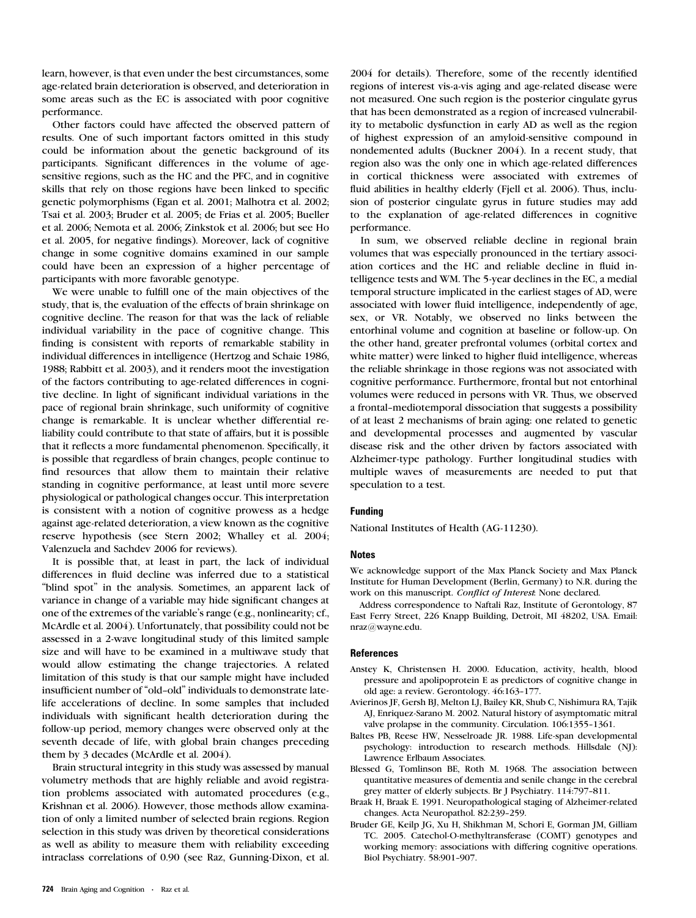learn, however, is that even under the best circumstances, some age-related brain deterioration is observed, and deterioration in some areas such as the EC is associated with poor cognitive performance.

Other factors could have affected the observed pattern of results. One of such important factors omitted in this study could be information about the genetic background of its participants. Significant differences in the volume of age-sensitive regions, such as the HC and the PFC, and in cognitive skills that rely on those regions have been linked to specific genetic polymorphisms (Egan et al. 2001; Malhotra et al. 2002; Tsai et al. 2003; Bruder et al. 2005; de Frias et al. 2005; Bueller et al. 2006; Nemota et al. 2006; Zinkstok et al. 2006; but see Ho et al. 2005, for negative findings). Moreover, lack of cognitive change in some cognitive domains examined in our sample could have been an expression of a higher percentage of participants with more favorable genotype.

We were unable to fulfill one of the main objectives of the study, that is, the evaluation of the effects of brain shrinkage on cognitive decline. The reason for that was the lack of reliable individual variability in the pace of cognitive change. This finding is consistent with reports of remarkable stability in individual differences in intelligence (Hertzog and Schaie 1986, 1988; Rabbitt et al. 2003), and it renders moot the investigation of the factors contributing to age-related differences in cognitive decline. In light of significant individual variations in the pace of regional brain shrinkage, such uniformity of cognitive change is remarkable. It is unclear whether differential reliability could contribute to that state of affairs, but it is possible that it reflects a more fundamental phenomenon. Specifically, it is possible that regardless of brain changes, people continue to find resources that allow them to maintain their relative standing in cognitive performance, at least until more severe physiological or pathological changes occur. This interpretation is consistent with a notion of cognitive prowess as a hedge against age-related deterioration, a view known as the cognitive reserve hypothesis (see Stern 2002; Whalley et al. 2004; Valenzuela and Sachdev 2006 for reviews).

It is possible that, at least in part, the lack of individual differences in fluid decline was inferred due to a statistical "blind spot" in the analysis. Sometimes, an apparent lack of variance in change of a variable may hide significant changes at one of the extremes of the variable's range (e.g., nonlinearity; cf., McArdle et al. 2004). Unfortunately, that possibility could not be assessed in a 2-wave longitudinal study of this limited sample size and will have to be examined in a multiwave study that would allow estimating the change trajectories. A related limitation of this study is that our sample might have included insufficient number of "old–old" individuals to demonstrate late-life accelerations of decline. In some samples that included individuals with significant health deterioration during the follow-up period, memory changes were observed only at the seventh decade of life, with global brain changes preceding them by 3 decades (McArdle et al. 2004).

Brain structural integrity in this study was assessed by manual volumetry methods that are highly reliable and avoid registration problems associated with automated procedures (e.g., Krishnan et al. 2006). However, those methods allow examination of only a limited number of selected brain regions. Region selection in this study was driven by theoretical considerations as well as ability to measure them with reliability exceeding intraclass correlations of 0.90 (see Raz, Gunning-Dixon, et al. 2004 for details). Therefore, some of the recently identified regions of interest vis-a-vis aging and age-related disease were not measured. One such region is the posterior cingulate gyrus that has been demonstrated as a region of increased vulnerability to metabolic dysfunction in early AD as well as the region of highest expression of an amyloid-sensitive compound in nondemented adults (Buckner 2004). In a recent study, that region also was the only one in which age-related differences in cortical thickness were associated with extremes of fluid abilities in healthy elderly (Fjell et al. 2006). Thus, inclusion of posterior cingulate gyrus in future studies may add to the explanation of age-related differences in cognitive performance.

In sum, we observed reliable decline in regional brain volumes that was especially pronounced in the tertiary association cortices and the HC and reliable decline in fluid intelligence tests and WM. The 5-year declines in the EC, a medial temporal structure implicated in the earliest stages of AD, were associated with lower fluid intelligence, independently of age, sex, or VR. Notably, we observed no links between the entorhinal volume and cognition at baseline or follow-up. On the other hand, greater prefrontal volumes (orbital cortex and white matter) were linked to higher fluid intelligence, whereas the reliable shrinkage in those regions was not associated with cognitive performance. Furthermore, frontal but not entorhinal volumes were reduced in persons with VR. Thus, we observed a frontal–mediotemporal dissociation that suggests a possibility of at least 2 mechanisms of brain aging: one related to genetic and developmental processes and augmented by vascular disease risk and the other driven by factors associated with Alzheimer-type pathology. Further longitudinal studies with multiple waves of measurements are needed to put that speculation to a test.

## Funding

National Institutes of Health (AG-11230).

## Notes

We acknowledge support of the Max Planck Society and Max Planck Institute for Human Development (Berlin, Germany) to N.R. during the work on this manuscript. *Conflict of Interest*: None declared.

Address correspondence to Naftali Raz, Institute of Gerontology, 87 East Ferry Street, 226 Knapp Building, Detroit, MI 48202, USA. Email: nraz@wayne.edu.

## References

Anstey K, Christensen H. 2000. Education, activity, health, blood pressure and apolipoprotein E as predictors of cognitive change in old age: a review. Gerontology. 46:163–177.

Avierinos JF, Gersh BJ, Melton LJ, Bailey KR, Shub C, Nishimura RA, Tajik AJ, Enriquez-Sarano M. 2002. Natural history of asymptomatic mitral valve prolapse in the community. Circulation. 106:1355–1361.

Baltes PB, Reese HW, Nesselroade JR. 1988. Life-span developmental psychology: introduction to research methods. Hillsdale (NJ): Lawrence Erlbaum Associates.

Blessed G, Tomlinson BE, Roth M. 1968. The association between quantitative measures of dementia and senile change in the cerebral grey matter of elderly subjects. Br J Psychiatry. 114:797–811.

Braak H, Braak E. 1991. Neuropathological staging of Alzheimer-related changes. Acta Neuropathol. 82:239–259.

Bruder GE, Keilp JG, Xu H, Shikhman M, Schori E, Gorman JM, Gilliam TC. 2005. Catechol-O-methyltransferase (COMT) genotypes and working memory: associations with differing cognitive operations. Biol Psychiatry. 58:901–907.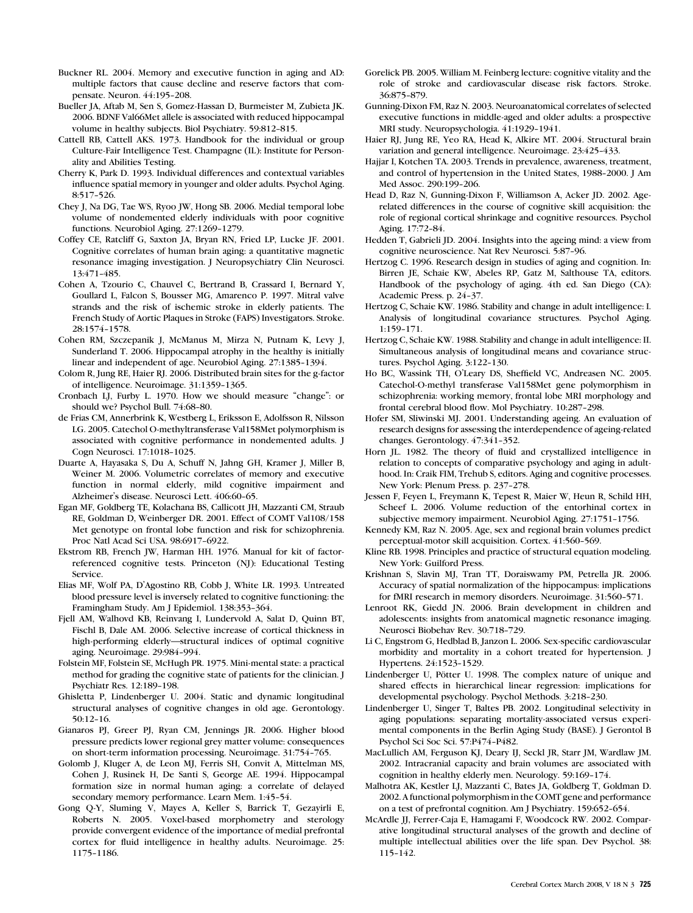Buckner RL. 2004. Memory and executive function in aging and AD: multiple factors that cause decline and reserve factors that compensate. Neuron. 44:195–208.

Bueller JA, Aftab M, Sen S, Gomez-Hassan D, Burmeister M, Zubieta JK. 2006. BDNF Val66Met allele is associated with reduced hippocampal volume in healthy subjects. Biol Psychiatry. 59:812–815.

Cattell RB, Cattell AKS. 1973. Handbook for the individual or group Culture-Fair Intelligence Test. Champagne (IL): Institute for Personality and Abilities Testing.

Cherry K, Park D. 1993. Individual differences and contextual variables influence spatial memory in younger and older adults. Psychol Aging. 8:517–526.

Chey J, Na DG, Tae WS, Ryoo JW, Hong SB. 2006. Medial temporal lobe volume of nondemented elderly individuals with poor cognitive functions. Neurobiol Aging. 27:1269–1279.

Coffey CE, Ratcliff G, Saxton JA, Bryan RN, Fried LP, Lucke JF. 2001. Cognitive correlates of human brain aging: a quantitative magnetic resonance imaging investigation. J Neuropsychiatry Clin Neurosci. 13:471–485.

Cohen A, Tzourio C, Chauvel C, Bertrand B, Crassard I, Bernard Y, Goullard L, Falcon S, Bousser MG, Amarenco P. 1997. Mitral valve strands and the risk of ischemic stroke in elderly patients. The French Study of Aortic Plaques in Stroke (FAPS) Investigators. Stroke. 28:1574–1578.

Cohen RM, Szczepanik J, McManus M, Mirza N, Putnam K, Levy J, Sunderland T. 2006. Hippocampal atrophy in the healthy is initially linear and independent of age. Neurobiol Aging. 27:1385–1394.

Colom R, Jung RE, Haier RJ. 2006. Distributed brain sites for the g-factor of intelligence. Neuroimage. 31:1359–1365.

Cronbach LJ, Furby L. 1970. How we should measure "change": or should we? Psychol Bull. 74:68–80.

de Frias CM, Annerbrink K, Westberg L, Eriksson E, Adolfsson R, Nilsson LG. 2005. Catechol O-methyltransferase Val158Met polymorphism is associated with cognitive performance in nondemented adults. J Cogn Neurosci. 17:1018–1025.

Duarte A, Hayasaka S, Du A, Schuff N, Jahng GH, Kramer J, Miller B, Weiner M. 2006. Volumetric correlates of memory and executive function in normal elderly, mild cognitive impairment and Alzheimer's disease. Neurosci Lett. 406:60–65.

Egan MF, Goldberg TE, Kolachana BS, Callicott JH, Mazzanti CM, Straub RE, Goldman D, Weinberger DR. 2001. Effect of COMT Val108/158 Met genotype on frontal lobe function and risk for schizophrenia. Proc Natl Acad Sci USA. 98:6917–6922.

Ekstrom RB, French JW, Harman HH. 1976. Manual for kit of factor-referenced cognitive tests. Princeton (NJ): Educational Testing Service.

Elias MF, Wolf PA, D'Agostino RB, Cobb J, White LR. 1993. Untreated blood pressure level is inversely related to cognitive functioning: the Framingham Study. Am J Epidemiol. 138:353–364.

Fjell AM, Walhovd KB, Reinvang I, Lundervold A, Salat D, Quinn BT, Fischl B, Dale AM. 2006. Selective increase of cortical thickness in high-performing elderly—structural indices of optimal cognitive aging. Neuroimage. 29:984–994.

Folstein MF, Folstein SE, McHugh PR. 1975. Mini-mental state: a practical method for grading the cognitive state of patients for the clinician. J Psychiatr Res. 12:189–198.

Ghisletta P, Lindenberger U. 2004. Static and dynamic longitudinal structural analyses of cognitive changes in old age. Gerontology. 50:12–16.

Gianaros PJ, Greer PJ, Ryan CM, Jennings JR. 2006. Higher blood pressure predicts lower regional grey matter volume: consequences on short-term information processing. Neuroimage. 31:754–765.

Golomb J, Kluger A, de Leon MJ, Ferris SH, Convit A, Mittelman MS, Cohen J, Rusinek H, De Santi S, George AE. 1994. Hippocampal formation size in normal human aging: a correlate of delayed secondary memory performance. Learn Mem. 1:45–54.

Gong Q-Y, Sluming V, Mayes A, Keller S, Barrick T, Gezayirli E, Roberts N. 2005. Voxel-based morphometry and stereology provide convergent evidence of the importance of medial prefrontal cortex for fluid intelligence in healthy adults. Neuroimage. 25: 1175–1186.

Gorelick PB. 2005. William M. Feinberg lecture: cognitive vitality and the role of stroke and cardiovascular disease risk factors. Stroke. 36:875–879.

Gunning-Dixon FM, Raz N. 2003. Neuroanatomical correlates of selected executive functions in middle-aged and older adults: a prospective MRI study. Neuropsychologia. 41:1929–1941.

Haier RJ, Jung RE, Yeo RA, Head K, Alkire MT. 2004. Structural brain variation and general intelligence. Neuroimage. 23:425–433.

Hajjar I, Kotchen TA. 2003. Trends in prevalence, awareness, treatment, and control of hypertension in the United States, 1988–2000. J Am Med Assoc. 290:199–206.

Head D, Raz N, Gunning-Dixon F, Williamson A, Acker JD. 2002. Age-related differences in the course of cognitive skill acquisition: the role of regional cortical shrinkage and cognitive resources. Psychol Aging. 17:72–84.

Hedden T, Gabrieli JD. 2004. Insights into the ageing mind: a view from cognitive neuroscience. Nat Rev Neurosci. 5:87–96.

Hertzog C. 1996. Research design in studies of aging and cognition. In: Birren JE, Schaie KW, Abeles RP, Gatz M, Salthouse TA, editors. Handbook of the psychology of aging. 4th ed. San Diego (CA): Academic Press. p. 24–37.

Hertzog C, Schaie KW. 1986. Stability and change in adult intelligence: I. Analysis of longitudinal covariance structures. Psychol Aging. 1:159–171.

Hertzog C, Schaie KW. 1988. Stability and change in adult intelligence: II. Simultaneous analysis of longitudinal means and covariance structures. Psychol Aging. 3:122–130.

Ho BC, Wassink TH, O'Leary DS, Sheffield VC, Andreasen NC. 2005. Catechol-O-methyl transferase Val158Met gene polymorphism in schizophrenia: working memory, frontal lobe MRI morphology and frontal cerebral blood flow. Mol Psychiatry. 10:287–298.

Hofer SM, Sliwinski MJ. 2001. Understanding ageing. An evaluation of research designs for assessing the interdependence of ageing-related changes. Gerontology. 47:341–352.

Horn JL. 1982. The theory of fluid and crystallized intelligence in relation to concepts of comparative psychology and aging in adulthood. In: Craik FIM, Trehub S, editors. Aging and cognitive processes. New York: Plenum Press. p. 237–278.

Jessen F, Feyen L, Freymann K, Tepest R, Maier W, Heun R, Schild HH, Scheef L. 2006. Volume reduction of the entorhinal cortex in subjective memory impairment. Neurobiol Aging. 27:1751–1756.

Kennedy KM, Raz N. 2005. Age, sex and regional brain volumes predict perceptual-motor skill acquisition. Cortex. 41:560–569.

Kline RB. 1998. Principles and practice of structural equation modeling. New York: Guilford Press.

Krishnan S, Slavin MJ, Tran TT, Doraiswamy PM, Petrella JR. 2006. Accuracy of spatial normalization of the hippocampus: implications for fMRI research in memory disorders. Neuroimage. 31:560–571.

Lenroot RK, Giedd JN. 2006. Brain development in children and adolescents: insights from anatomical magnetic resonance imaging. Neurosci Biobehav Rev. 30:718–729.

Li C, Engstrom G, Hedblad B, Janzon L. 2006. Sex-specific cardiovascular morbidity and mortality in a cohort treated for hypertension. J Hypertens. 24:1523–1529.

Lindenberger U, Pötter U. 1998. The complex nature of unique and shared effects in hierarchical linear regression: implications for developmental psychology. Psychol Methods. 3:218–230.

Lindenberger U, Singer T, Baltes PB. 2002. Longitudinal selectivity in aging populations: separating mortality-associated versus experimental components in the Berlin Aging Study (BASE). J Gerontol B Psychol Sci Soc Sci. 57:P474–P482.

MacLullich AM, Ferguson KJ, Deary IJ, Seckl JR, Starr JM, Wardlaw JM. 2002. Intracranial capacity and brain volumes are associated with cognition in healthy elderly men. Neurology. 59:169–174.

Malhotra AK, Kestler LJ, Mazzanti C, Bates JA, Goldberg T, Goldman D. 2002. A functional polymorphism in the COMT gene and performance on a test of prefrontal cognition. Am J Psychiatry. 159:652–654.

McArdle JJ, Ferrer-Caja E, Hamagami F, Woodcock RW. 2002. Comparative longitudinal structural analyses of the growth and decline of multiple intellectual abilities over the life span. Dev Psychol. 38: 115–142.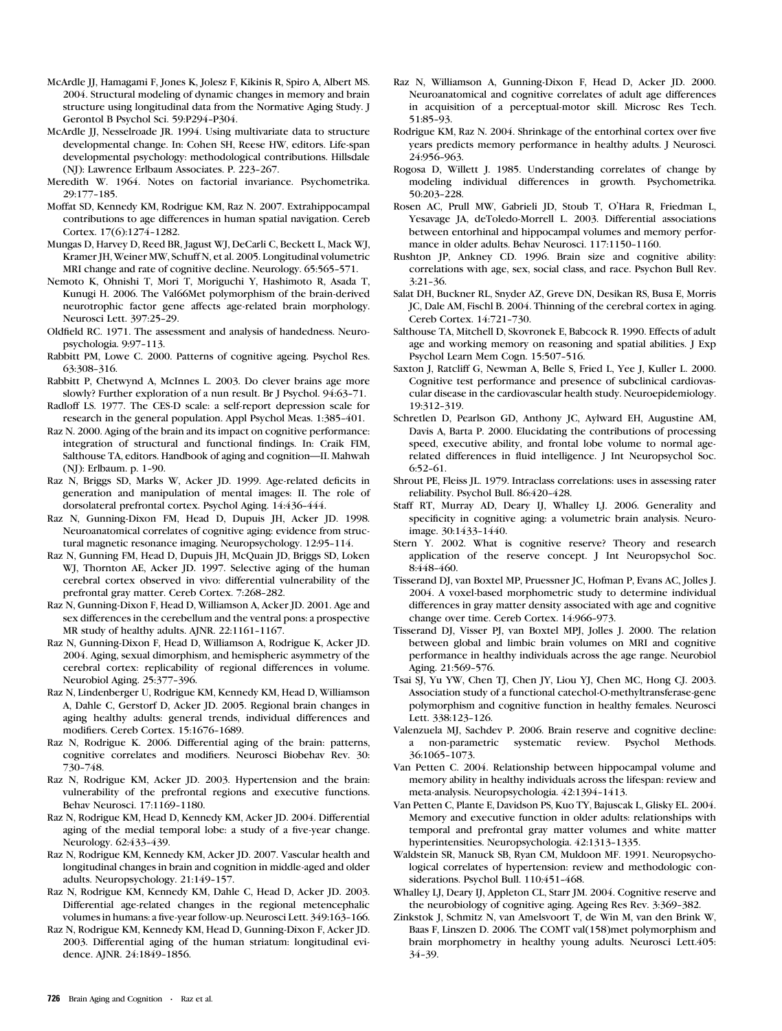McArdle JJ, Hamagami F, Jones K, Jolesz F, Kikinis R, Spiro A, Albert MS. 2004. Structural modeling of dynamic changes in memory and brain structure using longitudinal data from the Normative Aging Study. J Gerontol B Psychol Sci. 59:P294–P304.

McArdle JJ, Nesselroade JR. 1994. Using multivariate data to structure developmental change. In: Cohen SH, Reese HW, editors. Life-span developmental psychology: methodological contributions. Hillsdale (NJ): Lawrence Erlbaum Associates. P. 223–267.

Meredith W. 1964. Notes on factorial invariance. Psychometrika. 29:177–185.

Moffat SD, Kennedy KM, Rodrigue KM, Raz N. 2007. Extrahippocampal contributions to age differences in human spatial navigation. Cereb Cortex. 17(6):1274–1282.

Mungas D, Harvey D, Reed BR, Jagust WJ, DeCarli C, Beckett L, Mack WJ, Kramer JH, Weiner MW, Schuff N, et al. 2005. Longitudinal volumetric MRI change and rate of cognitive decline. Neurology. 65:565–571.

Nemoto K, Ohnishi T, Mori T, Moriguchi Y, Hashimoto R, Asada T, Kunugi H. 2006. The Val66Met polymorphism of the brain-derived neurotrophic factor gene affects age-related brain morphology. Neurosci Lett. 397:25–29.

Oldfield RC. 1971. The assessment and analysis of handedness. Neuropsychologia. 9:97–113.

Rabbitt PM, Lowe C. 2000. Patterns of cognitive ageing. Psychol Res. 63:308–316.

Rabbitt P, Chetwynd A, McInnes L. 2003. Do clever brains age more slowly? Further exploration of a nun result. Br J Psychol. 94:63–71.

Radloff LS. 1977. The CES-D scale: a self-report depression scale for research in the general population. Appl Psychol Meas. 1:385–401.

Raz N. 2000. Aging of the brain and its impact on cognitive performance: integration of structural and functional findings. In: Craik FIM, Salthouse TA, editors. Handbook of aging and cognition—II. Mahwah (NJ): Erlbaum. p. 1–90.

Raz N, Briggs SD, Marks W, Acker JD. 1999. Age-related deficits in generation and manipulation of mental images: II. The role of dorsolateral prefrontal cortex. Psychol Aging. 14:436–444.

Raz N, Gunning-Dixon FM, Head D, Dupuis JH, Acker JD. 1998. Neuroanatomical correlates of cognitive aging: evidence from structural magnetic resonance imaging. Neuropsychology. 12:95–114.

Raz N, Gunning FM, Head D, Dupuis JH, McQuain JD, Briggs SD, Loken WJ, Thornton AE, Acker JD. 1997. Selective aging of the human cerebral cortex observed in vivo: differential vulnerability of the prefrontal gray matter. Cereb Cortex. 7:268–282.

Raz N, Gunning-Dixon F, Head D, Williamson A, Acker JD. 2001. Age and sex differences in the cerebellum and the ventral pons: a prospective MR study of healthy adults. AJNR. 22:1161–1167.

Raz N, Gunning-Dixon F, Head D, Williamson A, Rodrigue K, Acker JD. 2004. Aging, sexual dimorphism, and hemispheric asymmetry of the cerebral cortex: replicability of regional differences in volume. Neurobiol Aging. 25:377–396.

Raz N, Lindenberger U, Rodrigue KM, Kennedy KM, Head D, Williamson A, Dahle C, Gerstorf D, Acker JD. 2005. Regional brain changes in aging healthy adults: general trends, individual differences and modifiers. Cereb Cortex. 15:1676–1689.

Raz N, Rodrigue K. 2006. Differential aging of the brain: patterns, cognitive correlates and modifiers. Neurosci Biobehav Rev. 30: 730–748.

Raz N, Rodrigue KM, Acker JD. 2003. Hypertension and the brain: vulnerability of the prefrontal regions and executive functions. Behav Neurosci. 17:1169–1180.

Raz N, Rodrigue KM, Head D, Kennedy KM, Acker JD. 2004. Differential aging of the medial temporal lobe: a study of a five-year change. Neurology. 62:433–439.

Raz N, Rodrigue KM, Kennedy KM, Acker JD. 2007. Vascular health and longitudinal changes in brain and cognition in middle-aged and older adults. Neuropsychology. 21:149–157.

Raz N, Rodrigue KM, Kennedy KM, Dahle C, Head D, Acker JD. 2003. Differential age-related changes in the regional metencephalic volumes in humans: a five-year follow-up. Neurosci Lett. 349:163–166.

Raz N, Rodrigue KM, Kennedy KM, Head D, Gunning-Dixon F, Acker JD. 2003. Differential aging of the human striatum: longitudinal evidence. AJNR. 24:1849–1856.

Raz N, Williamson A, Gunning-Dixon F, Head D, Acker JD. 2000. Neuroanatomical and cognitive correlates of adult age differences in acquisition of a perceptual-motor skill. Microsc Res Tech. 51:85–93.

Rodrigue KM, Raz N. 2004. Shrinkage of the entorhinal cortex over five years predicts memory performance in healthy adults. J Neurosci. 24:956–963.

Rogosa D, Willett J. 1985. Understanding correlates of change by modeling individual differences in growth. Psychometrika. 50:203–228.

Rosen AC, Prull MW, Gabrieli JD, Stoub T, O'Hara R, Friedman L, Yesavage JA, deToledo-Morrell L. 2003. Differential associations between entorhinal and hippocampal volumes and memory performance in older adults. Behav Neurosci. 117:1150–1160.

Rushton JP, Ankney CD. 1996. Brain size and cognitive ability: correlations with age, sex, social class, and race. Psychon Bull Rev. 3:21–36.

Salat DH, Buckner RL, Snyder AZ, Greve DN, Desikan RS, Busa E, Morris JC, Dale AM, Fischl B. 2004. Thinning of the cerebral cortex in aging. Cereb Cortex. 14:721–730.

Salthouse TA, Mitchell D, Skovronek E, Babcock R. 1990. Effects of adult age and working memory on reasoning and spatial abilities. J Exp Psychol Learn Mem Cogn. 15:507–516.

Saxton J, Ratcliff G, Newman A, Belle S, Fried L, Yee J, Kuller L. 2000. Cognitive test performance and presence of subclinical cardiovascular disease in the cardiovascular health study. Neuroepidemiology. 19:312–319.

Schretlen D, Pearlson GD, Anthony JC, Aylward EH, Augustine AM, Davis A, Barta P. 2000. Elucidating the contributions of processing speed, executive ability, and frontal lobe volume to normal age-related differences in fluid intelligence. J Int Neuropsychol Soc. 6:52–61.

Shrout PE, Fleiss JL. 1979. Intraclass correlations: uses in assessing rater reliability. Psychol Bull. 86:420–428.

Staff RT, Murray AD, Deary IJ, Whalley LJ. 2006. Generality and specificity in cognitive aging: a volumetric brain analysis. Neuroimage. 30:1433–1440.

Stern Y. 2002. What is cognitive reserve? Theory and research application of the reserve concept. J Int Neuropsychol Soc. 8:448–460.

Tisserand DJ, van Boxtel MP, Pruessner JC, Hofman P, Evans AC, Jolles J. 2004. A voxel-based morphometric study to determine individual differences in gray matter density associated with age and cognitive change over time. Cereb Cortex. 14:966–973.

Tisserand DJ, Visser PJ, van Boxtel MPJ, Jolles J. 2000. The relation between global and limbic brain volumes on MRI and cognitive performance in healthy individuals across the age range. Neurobiol Aging. 21:569–576.

Tsai SJ, Yu YW, Chen TJ, Chen JY, Liou YJ, Chen MC, Hong CJ. 2003. Association study of a functional catechol-O-methyltransferase-gene polymorphism and cognitive function in healthy females. Neurosci Lett. 338:123–126.

Valenzuela MJ, Sachdev P. 2006. Brain reserve and cognitive decline: a non-parametric systematic review. Psychol Methods. 36:1065–1073.

Van Petten C. 2004. Relationship between hippocampal volume and memory ability in healthy individuals across the lifespan: review and meta-analysis. Neuropsychologia. 42:1394–1413.

Van Petten C, Plante E, Davidson PS, Kuo TY, Bajuscak L, Glisky EL. 2004. Memory and executive function in older adults: relationships with temporal and prefrontal gray matter volumes and white matter hyperintensities. Neuropsychologia. 42:1313–1335.

Waldstein SR, Manuck SB, Ryan CM, Muldoon MF. 1991. Neuropsychological correlates of hypertension: review and methodologic considerations. Psychol Bull. 110:451–468.

Whalley LJ, Deary IJ, Appleton CL, Starr JM. 2004. Cognitive reserve and the neurobiology of cognitive aging. Ageing Res Rev. 3:369–382.

Zinkstok J, Schmitz N, van Amelsvoort T, de Win M, van den Brink W, Baas F, Linszen D. 2006. The COMT val(158)met polymorphism and brain morphometry in healthy young adults. Neurosci Lett.405: 34–39.